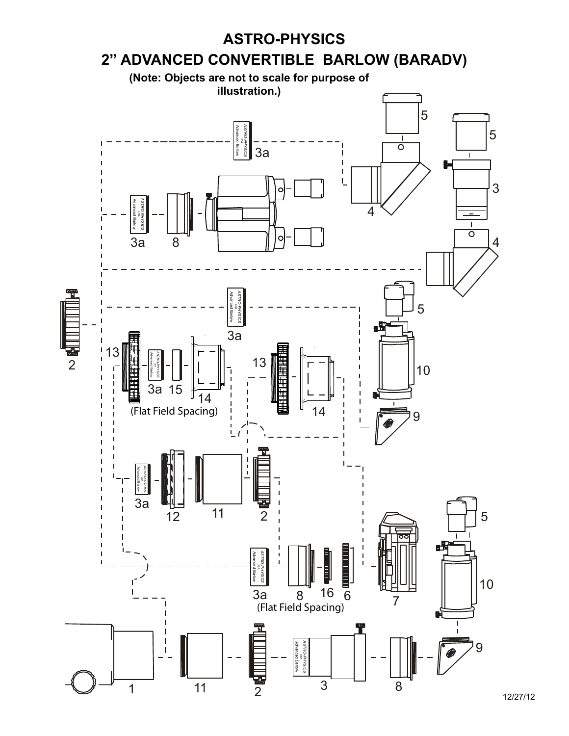# ASTRO-PHYSICS

## 2" ADVANCED CONVERTIBLE BARLOW (BARADV)

**(Note: Objects are not to scale for purpose of illustration.)**

5

5

3a

3

4

3a 8

4

5

2

3a

13

13 10

3a 15

14

(Flat Field Spacing)

14

9

3a

12 11 2

5

3a 8 16 6 7

10

(Flat Field Spacing)

9

1 11 2 3 8

12/27/12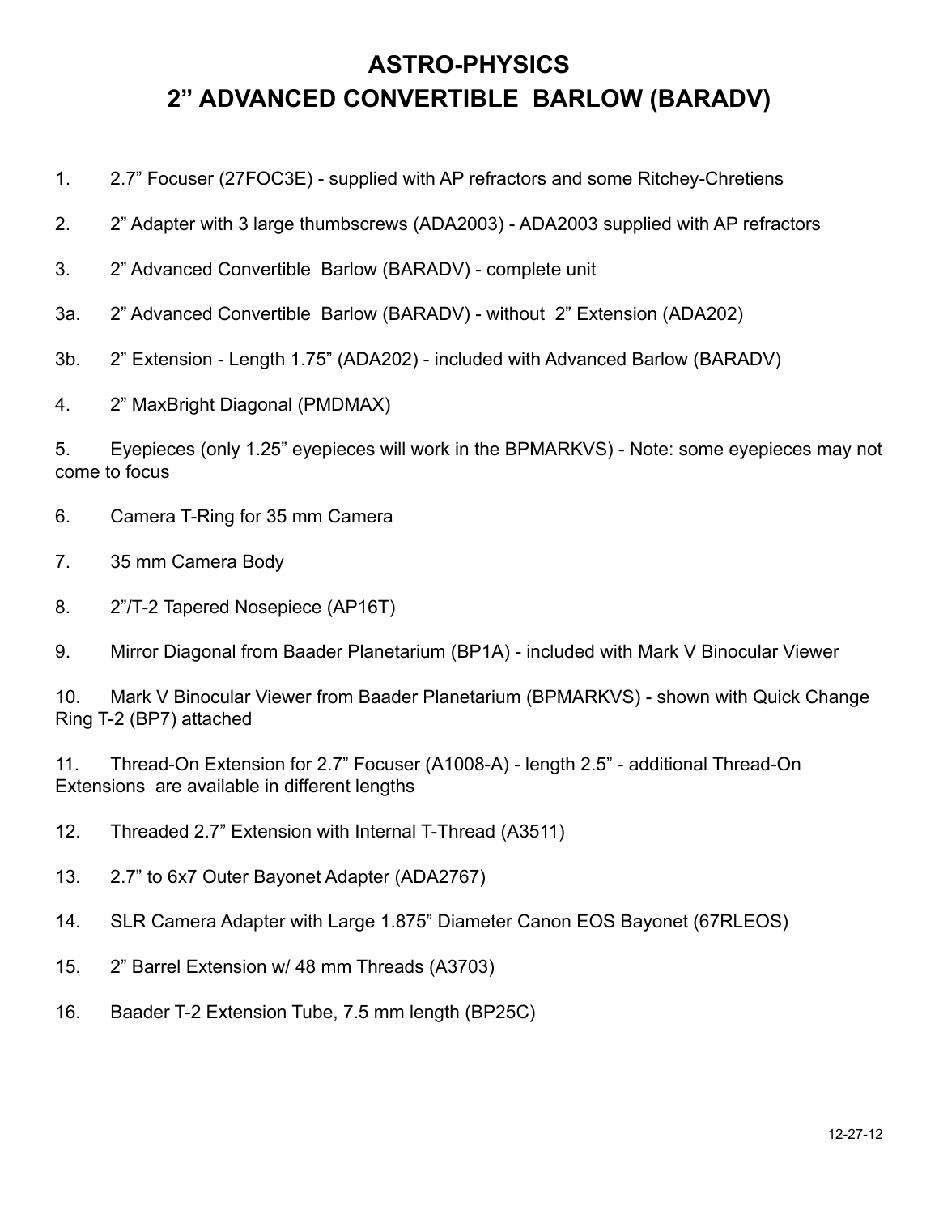# ASTRO-PHYSICS
# 2" ADVANCED CONVERTIBLE BARLOW (BARADV)

1. 2.7" Focuser (27FOC3E) - supplied with AP refractors and some Ritchey-Chretiens

2. 2" Adapter with 3 large thumbscrews (ADA2003) - ADA2003 supplied with AP refractors

3. 2" Advanced Convertible Barlow (BARADV) - complete unit

3a. 2" Advanced Convertible Barlow (BARADV) - without 2" Extension (ADA202)

3b. 2" Extension - Length 1.75" (ADA202) - included with Advanced Barlow (BARADV)

4. 2" MaxBright Diagonal (PMDMAX)

5. Eyepieces (only 1.25" eyepieces will work in the BPMARKVS) - Note: some eyepieces may not come to focus

6. Camera T-Ring for 35 mm Camera

7. 35 mm Camera Body

8. 2"/T-2 Tapered Nosepiece (AP16T)

9. Mirror Diagonal from Baader Planetarium (BP1A) - included with Mark V Binocular Viewer

10. Mark V Binocular Viewer from Baader Planetarium (BPMARKVS) - shown with Quick Change Ring T-2 (BP7) attached

11. Thread-On Extension for 2.7" Focuser (A1008-A) - length 2.5" - additional Thread-On Extensions are available in different lengths

12. Threaded 2.7" Extension with Internal T-Thread (A3511)

13. 2.7" to 6x7 Outer Bayonet Adapter (ADA2767)

14. SLR Camera Adapter with Large 1.875" Diameter Canon EOS Bayonet (67RLEOS)

15. 2" Barrel Extension w/ 48 mm Threads (A3703)

16. Baader T-2 Extension Tube, 7.5 mm length (BP25C)

12-27-12